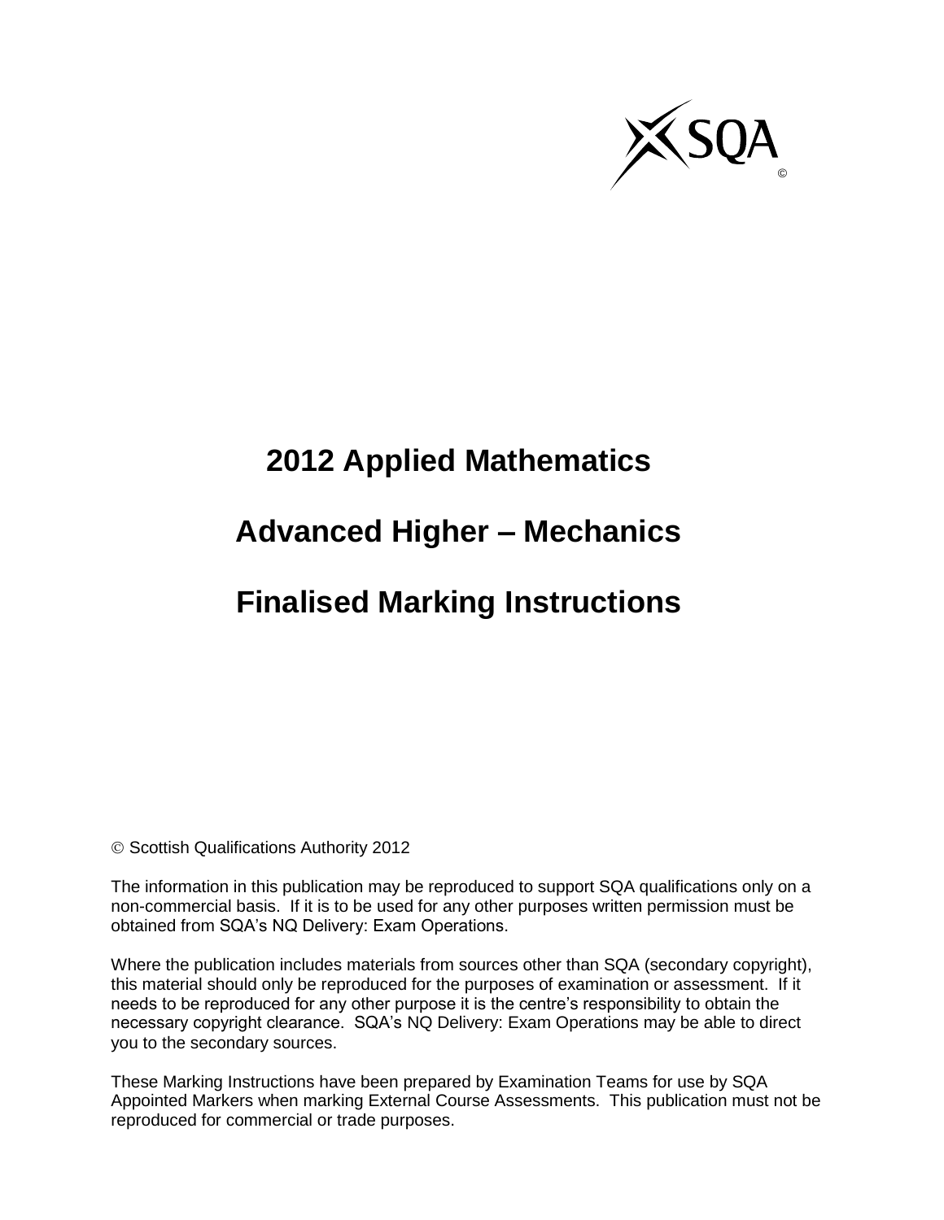SQA ©

# 2012 Applied Mathematics

# Advanced Higher – Mechanics

# Finalised Marking Instructions

© Scottish Qualifications Authority 2012

The information in this publication may be reproduced to support SQA qualifications only on a non-commercial basis. If it is to be used for any other purposes written permission must be obtained from SQA's NQ Delivery: Exam Operations.

Where the publication includes materials from sources other than SQA (secondary copyright), this material should only be reproduced for the purposes of examination or assessment. If it needs to be reproduced for any other purpose it is the centre's responsibility to obtain the necessary copyright clearance. SQA's NQ Delivery: Exam Operations may be able to direct you to the secondary sources.

These Marking Instructions have been prepared by Examination Teams for use by SQA Appointed Markers when marking External Course Assessments. This publication must not be reproduced for commercial or trade purposes.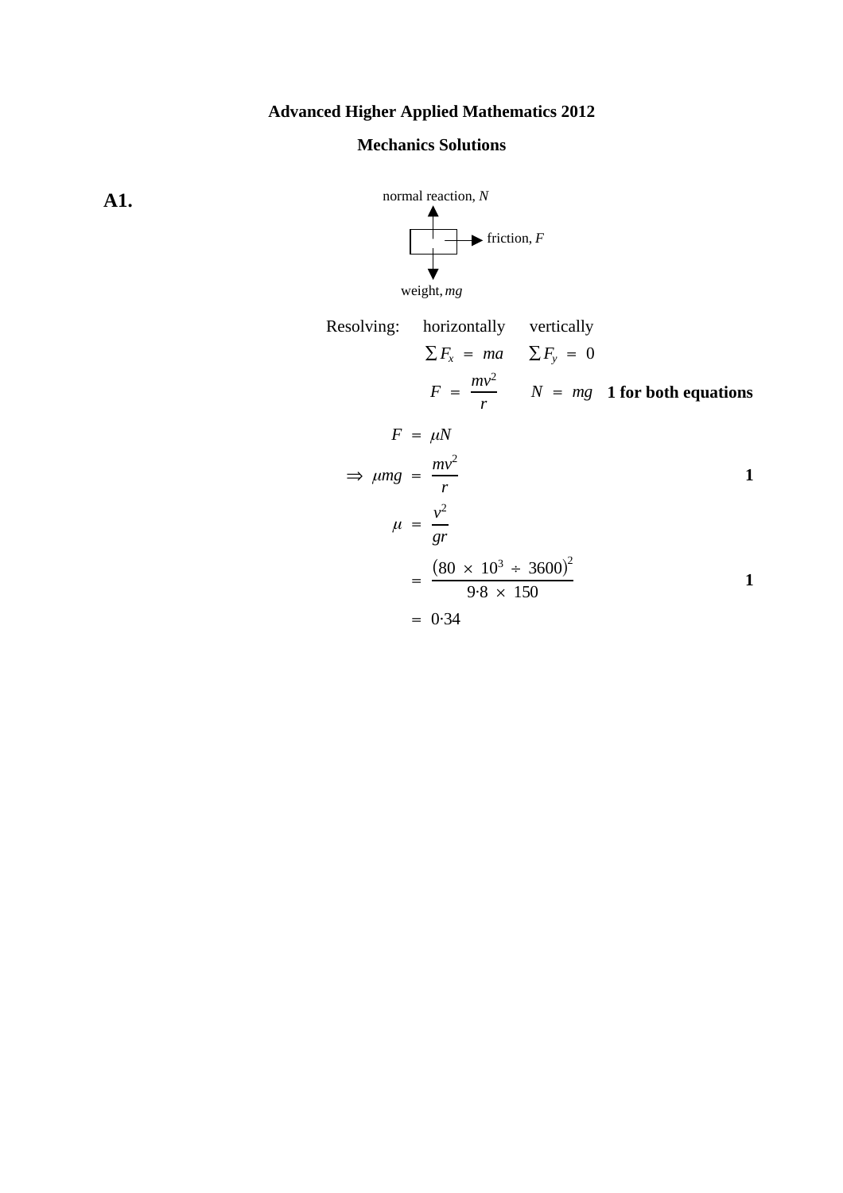# Advanced Higher Applied Mathematics 2012

## Mechanics Solutions

**A1.**

normal reaction, $N$

friction, $F$

weight, $mg$

Resolving: horizontally vertically

$$\sum F_x = ma \qquad \sum F_y = 0$$

$$F = \frac{mv^2}{r} \qquad N = mg$$ **1 for both equations**

$$F = \mu N$$

$$\Rightarrow \mu mg = \frac{mv^2}{r}$$ **1**

$$\mu = \frac{v^2}{gr}$$

$$= \frac{\left(80 \times 10^3 \div 3600\right)^2}{9{\cdot}8 \times 150}$$ **1**

$$= 0{\cdot}34$$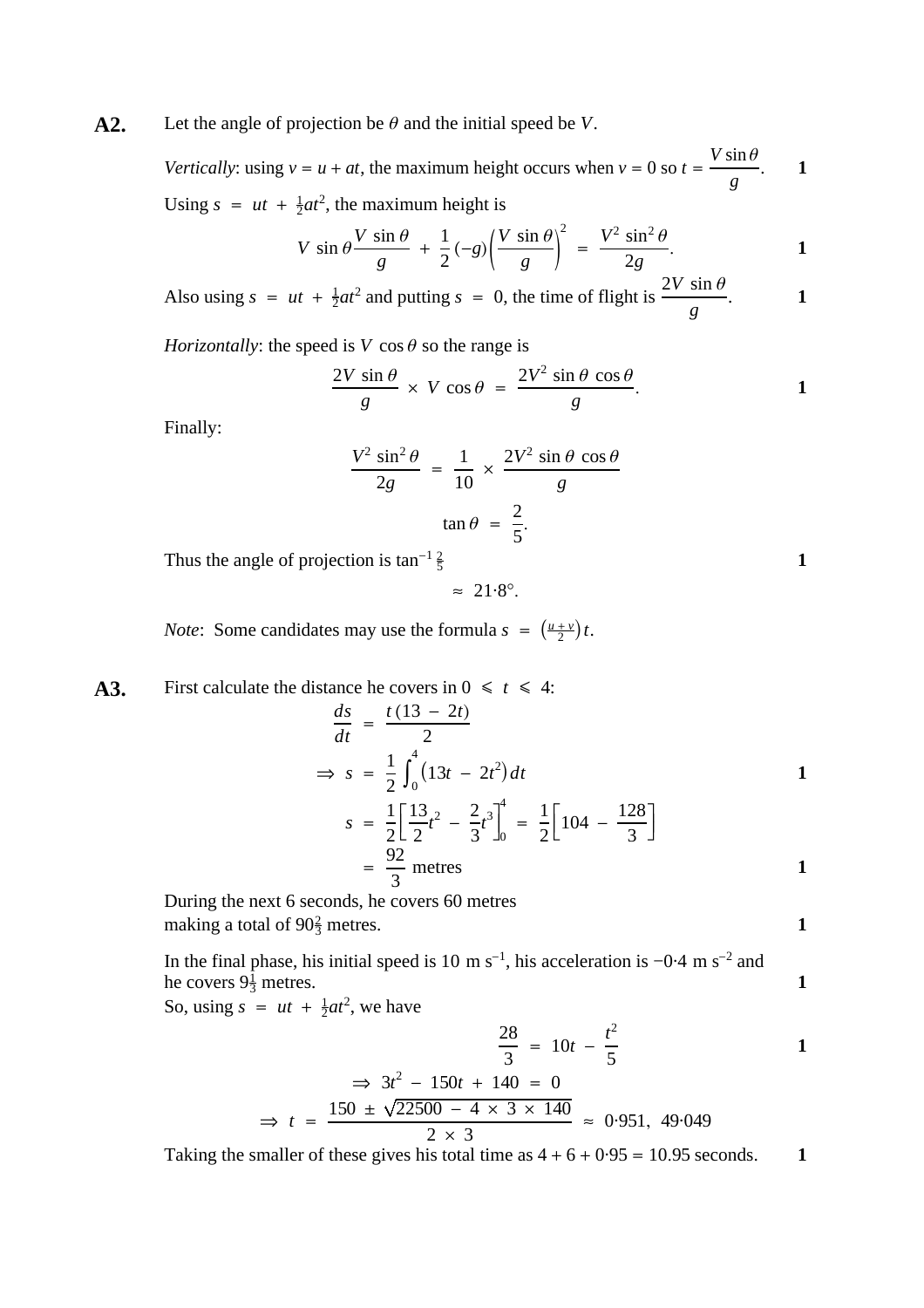**A2.** Let the angle of projection be $\theta$ and the initial speed be $V$.

*Vertically*: using $v = u + at$, the maximum height occurs when $v = 0$ so $t = \dfrac{V\sin\theta}{g}$. **1**

Using $s = ut + \frac{1}{2}at^2$, the maximum height is

$$V \sin\theta \frac{V \sin\theta}{g} + \frac{1}{2}(-g)\left(\frac{V \sin\theta}{g}\right)^2 = \frac{V^2 \sin^2\theta}{2g}. \qquad \textbf{1}$$

Also using $s = ut + \frac{1}{2}at^2$ and putting $s = 0$, the time of flight is $\dfrac{2V \sin\theta}{g}$. **1**

*Horizontally*: the speed is $V \cos\theta$ so the range is

$$\frac{2V \sin\theta}{g} \times V \cos\theta = \frac{2V^2 \sin\theta \cos\theta}{g}. \qquad \textbf{1}$$

Finally:

$$\frac{V^2 \sin^2\theta}{2g} = \frac{1}{10} \times \frac{2V^2 \sin\theta \cos\theta}{g}$$

$$\tan\theta = \frac{2}{5}.$$

Thus the angle of projection is $\tan^{-1}\frac{2}{5}$ **1**

$$\approx 21{\cdot}8°.$$

*Note*: Some candidates may use the formula $s = \left(\frac{u+v}{2}\right)t$.

**A3.** First calculate the distance he covers in $0 \leqslant t \leqslant 4$:

$$\frac{ds}{dt} = \frac{t(13 - 2t)}{2}$$

$$\Rightarrow s = \frac{1}{2}\int_0^4 \left(13t - 2t^2\right) dt \qquad \textbf{1}$$

$$s = \frac{1}{2}\left[\frac{13}{2}t^2 - \frac{2}{3}t^3\right]_0^4 = \frac{1}{2}\left[104 - \frac{128}{3}\right]$$

$$= \frac{92}{3} \text{ metres} \qquad \textbf{1}$$

During the next 6 seconds, he covers 60 metres
making a total of $90\frac{2}{3}$ metres. **1**

In the final phase, his initial speed is 10 m s$^{-1}$, his acceleration is $-0{\cdot}4$ m s$^{-2}$ and he covers $9\frac{1}{3}$ metres. **1**

So, using $s = ut + \frac{1}{2}at^2$, we have

$$\frac{28}{3} = 10t - \frac{t^2}{5} \qquad \textbf{1}$$

$$\Rightarrow 3t^2 - 150t + 140 = 0$$

$$\Rightarrow t = \frac{150 \pm \sqrt{22500 - 4 \times 3 \times 140}}{2 \times 3} \approx 0{\cdot}951,\ 49{\cdot}049$$

Taking the smaller of these gives his total time as $4 + 6 + 0{\cdot}95 = 10.95$ seconds. **1**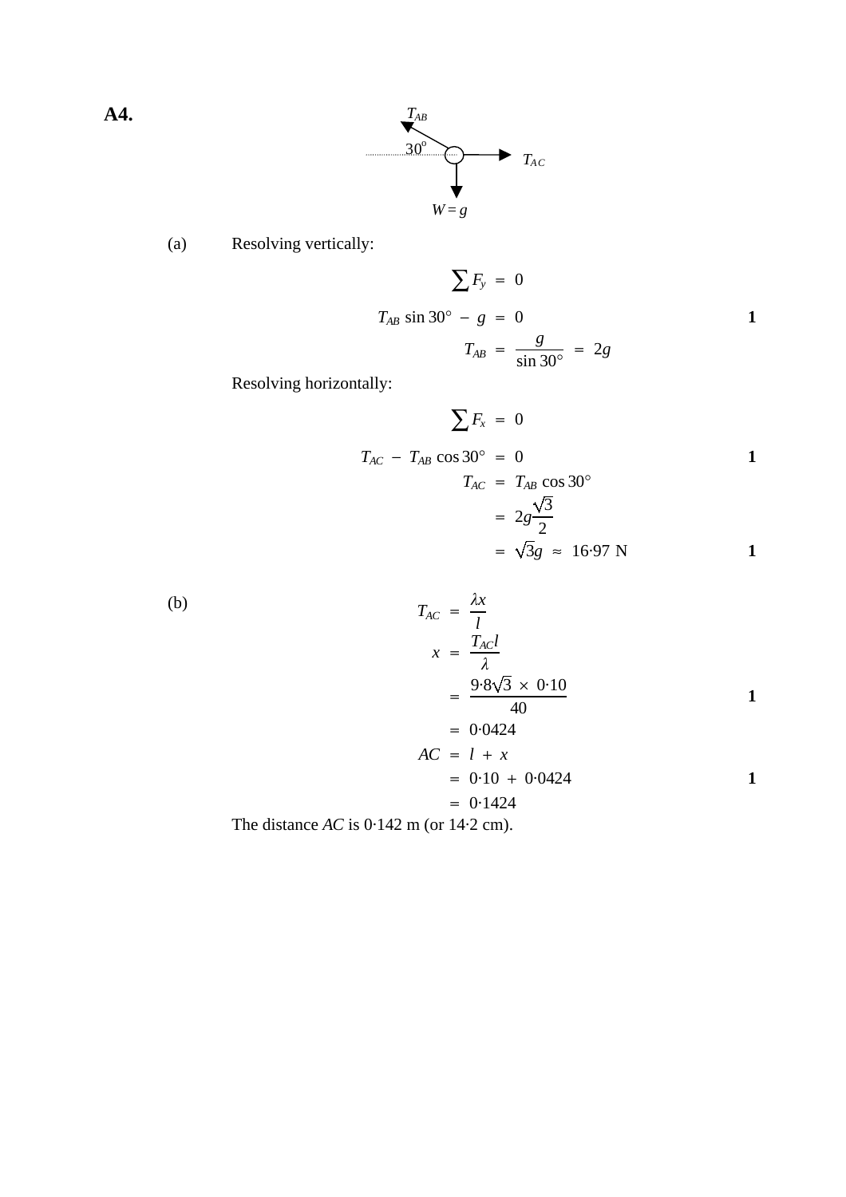**A4.**

$T_{AB}$, $30°$, $T_{AC}$, $W = g$

(a) Resolving vertically:

$$\sum F_y = 0$$

$$T_{AB} \sin 30° - g = 0 \qquad \textbf{1}$$

$$T_{AB} = \frac{g}{\sin 30°} = 2g$$

Resolving horizontally:

$$\sum F_x = 0$$

$$T_{AC} - T_{AB} \cos 30° = 0 \qquad \textbf{1}$$

$$T_{AC} = T_{AB} \cos 30°$$

$$= 2g\frac{\sqrt{3}}{2}$$

$$= \sqrt{3}g \approx 16{\cdot}97 \text{ N} \qquad \textbf{1}$$

(b)

$$T_{AC} = \frac{\lambda x}{l}$$

$$x = \frac{T_{AC} l}{\lambda}$$

$$= \frac{9{\cdot}8\sqrt{3} \times 0{\cdot}10}{40} \qquad \textbf{1}$$

$$= 0{\cdot}0424$$

$$AC = l + x$$

$$= 0{\cdot}10 + 0{\cdot}0424 \qquad \textbf{1}$$

$$= 0{\cdot}1424$$

The distance $AC$ is 0·142 m (or 14·2 cm).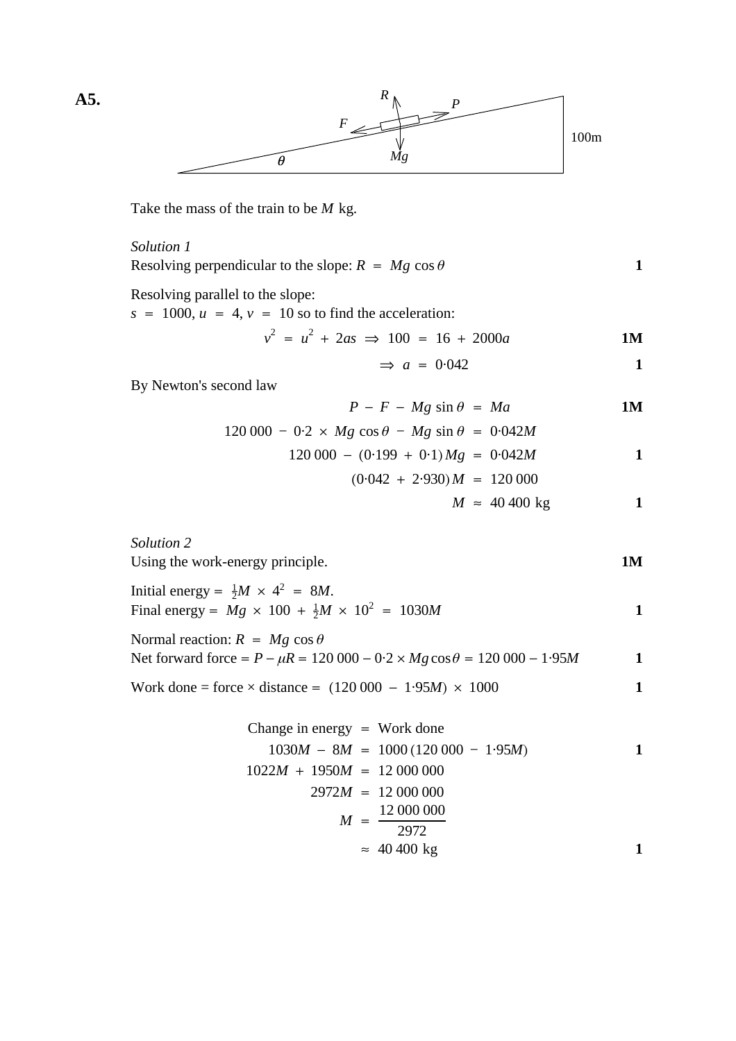**A5.**

R, P, F, Mg, θ, 100m

Take the mass of the train to be $M$ kg.

*Solution 1*

Resolving perpendicular to the slope: $R = Mg\cos\theta$ **1**

Resolving parallel to the slope:
$s = 1000$, $u = 4$, $v = 10$ so to find the acceleration:

$$v^2 = u^2 + 2as \Rightarrow 100 = 16 + 2000a \qquad \textbf{1M}$$

$$\Rightarrow a = 0{\cdot}042 \qquad \textbf{1}$$

By Newton's second law

$$P - F - Mg\sin\theta = Ma \qquad \textbf{1M}$$

$$120\,000 - 0{\cdot}2 \times Mg\cos\theta - Mg\sin\theta = 0{\cdot}042M$$

$$120\,000 - (0{\cdot}199 + 0{\cdot}1)Mg = 0{\cdot}042M \qquad \textbf{1}$$

$$(0{\cdot}042 + 2{\cdot}930)M = 120\,000$$

$$M \approx 40\,400 \text{ kg} \qquad \textbf{1}$$

*Solution 2*

Using the work-energy principle. **1M**

Initial energy = $\frac{1}{2}M \times 4^2 = 8M$.
Final energy = $Mg \times 100 + \frac{1}{2}M \times 10^2 = 1030M$ **1**

Normal reaction: $R = Mg\cos\theta$
Net forward force = $P - \mu R = 120\,000 - 0{\cdot}2 \times Mg\cos\theta = 120\,000 - 1{\cdot}95M$ **1**

Work done = force × distance = $(120\,000 - 1{\cdot}95M) \times 1000$ **1**

$$\text{Change in energy} = \text{Work done}$$

$$1030M - 8M = 1000(120\,000 - 1{\cdot}95M) \qquad \textbf{1}$$

$$1022M + 1950M = 12\,000\,000$$

$$2972M = 12\,000\,000$$

$$M = \frac{12\,000\,000}{2972}$$

$$\approx 40\,400 \text{ kg} \qquad \textbf{1}$$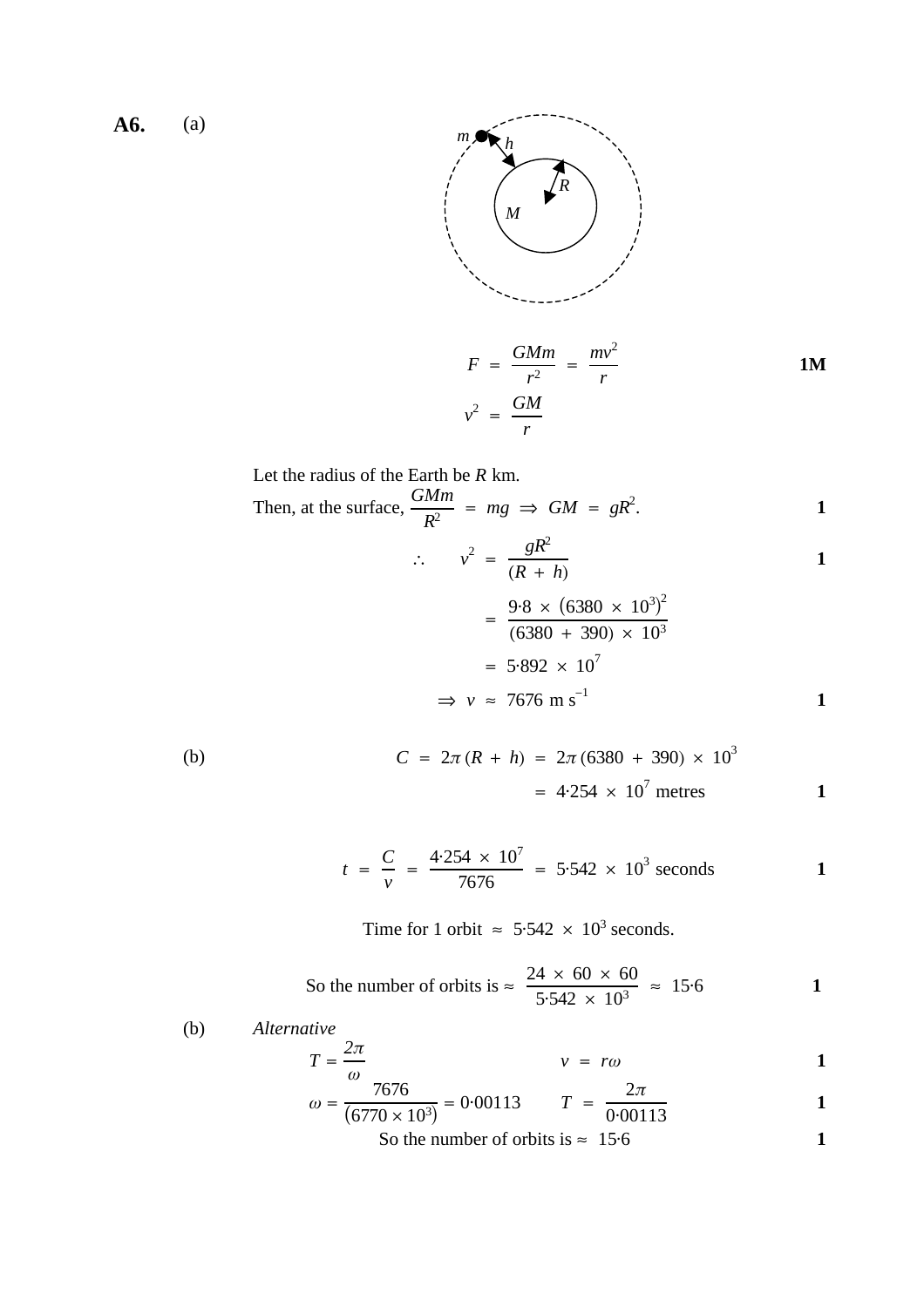**A6.** (a)

$$F = \frac{GMm}{r^2} = \frac{mv^2}{r} \qquad \textbf{1M}$$

$$v^2 = \frac{GM}{r}$$

Let the radius of the Earth be $R$ km.

Then, at the surface, $\frac{GMm}{R^2} = mg \Rightarrow GM = gR^2$. **1**

$$\therefore \quad v^2 = \frac{gR^2}{(R + h)} \qquad \textbf{1}$$

$$= \frac{9{\cdot}8 \times (6380 \times 10^3)^2}{(6380 + 390) \times 10^3}$$

$$= 5{\cdot}892 \times 10^7$$

$$\Rightarrow v \approx 7676 \text{ m s}^{-1} \qquad \textbf{1}$$

(b)

$$C = 2\pi(R + h) = 2\pi(6380 + 390) \times 10^3$$

$$= 4{\cdot}254 \times 10^7 \text{ metres} \qquad \textbf{1}$$

$$t = \frac{C}{v} = \frac{4{\cdot}254 \times 10^7}{7676} = 5{\cdot}542 \times 10^3 \text{ seconds} \qquad \textbf{1}$$

Time for 1 orbit $\approx 5{\cdot}542 \times 10^3$ seconds.

So the number of orbits is $\approx \frac{24 \times 60 \times 60}{5{\cdot}542 \times 10^3} \approx 15{\cdot}6$ **1**

(b) *Alternative*

$T = \frac{2\pi}{\omega}$ $\qquad v = r\omega$ **1**

$\omega = \frac{7676}{(6770 \times 10^3)} = 0{\cdot}00113$ $\qquad T = \frac{2\pi}{0{\cdot}00113}$ **1**

So the number of orbits is $\approx 15{\cdot}6$ **1**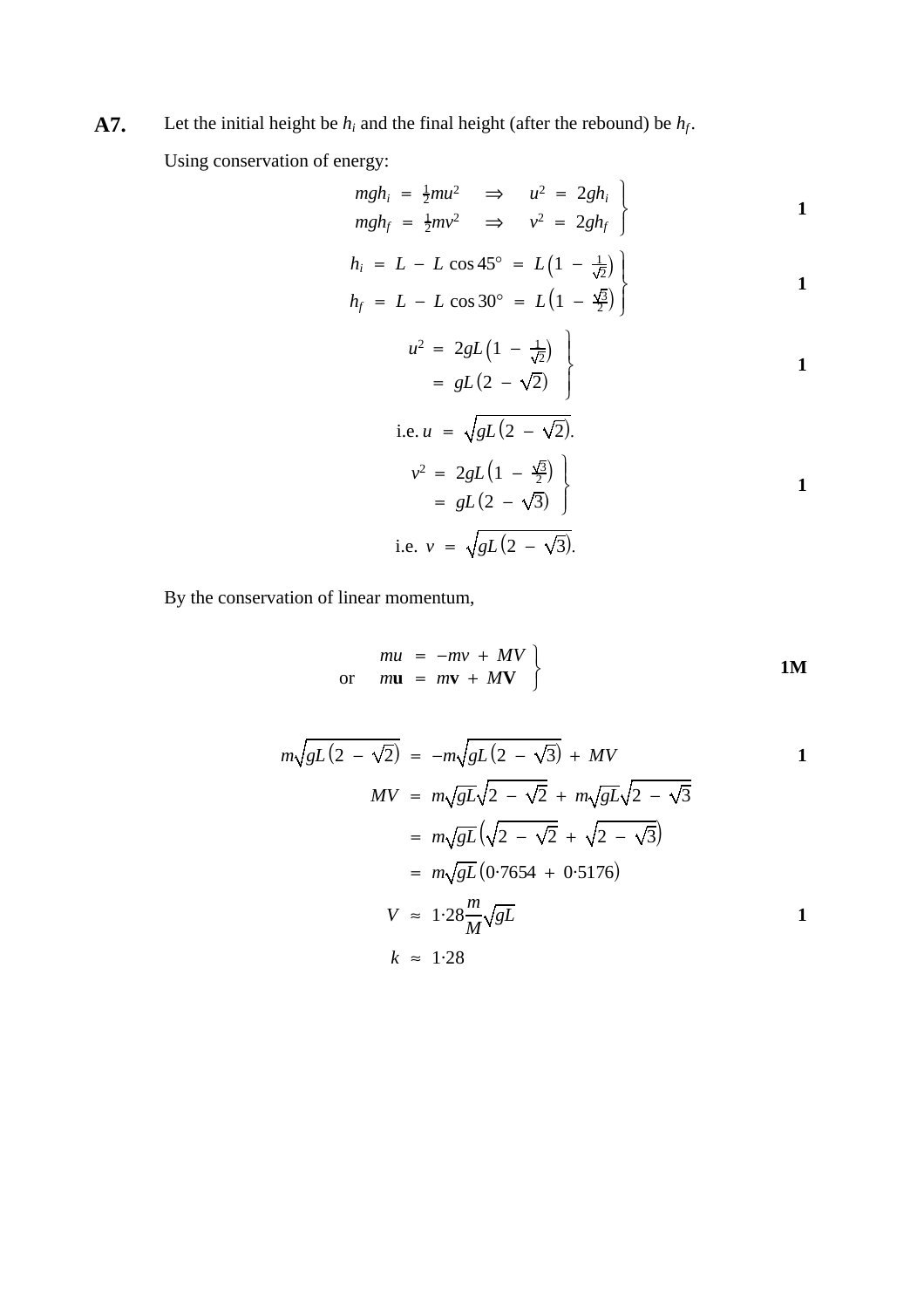**A7.** Let the initial height be $h_i$ and the final height (after the rebound) be $h_f$.

Using conservation of energy:

$$\left.\begin{aligned} mgh_i &= \tfrac{1}{2}mu^2 \quad \Rightarrow \quad u^2 = 2gh_i \\ mgh_f &= \tfrac{1}{2}mv^2 \quad \Rightarrow \quad v^2 = 2gh_f \end{aligned}\right\} \qquad \textbf{1}$$

$$\left.\begin{aligned} h_i &= L - L\cos 45° = L\left(1 - \tfrac{1}{\sqrt{2}}\right) \\ h_f &= L - L\cos 30° = L\left(1 - \tfrac{\sqrt{3}}{2}\right) \end{aligned}\right\} \qquad \textbf{1}$$

$$\left.\begin{aligned} u^2 &= 2gL\left(1 - \tfrac{1}{\sqrt{2}}\right) \\ &= gL\left(2 - \sqrt{2}\right) \end{aligned}\right\} \qquad \textbf{1}$$

$$\text{i.e. } u = \sqrt{gL\left(2 - \sqrt{2}\right)}.$$

$$\left.\begin{aligned} v^2 &= 2gL\left(1 - \tfrac{\sqrt{3}}{2}\right) \\ &= gL\left(2 - \sqrt{3}\right) \end{aligned}\right\} \qquad \textbf{1}$$

$$\text{i.e. } v = \sqrt{gL\left(2 - \sqrt{3}\right)}.$$

By the conservation of linear momentum,

$$\left.\begin{aligned} mu &= -mv + MV \\ \text{or} \quad m\mathbf{u} &= m\mathbf{v} + M\mathbf{V} \end{aligned}\right\} \qquad \textbf{1M}$$

$$m\sqrt{gL\left(2 - \sqrt{2}\right)} = -m\sqrt{gL\left(2 - \sqrt{3}\right)} + MV \qquad \textbf{1}$$

$$\begin{aligned} MV &= m\sqrt{gL}\sqrt{2 - \sqrt{2}} + m\sqrt{gL}\sqrt{2 - \sqrt{3}} \\ &= m\sqrt{gL}\left(\sqrt{2 - \sqrt{2}} + \sqrt{2 - \sqrt{3}}\right) \\ &= m\sqrt{gL}\left(0{\cdot}7654 + 0{\cdot}5176\right) \\ V &\approx 1{\cdot}28\frac{m}{M}\sqrt{gL} \qquad \textbf{1} \\ k &\approx 1{\cdot}28 \end{aligned}$$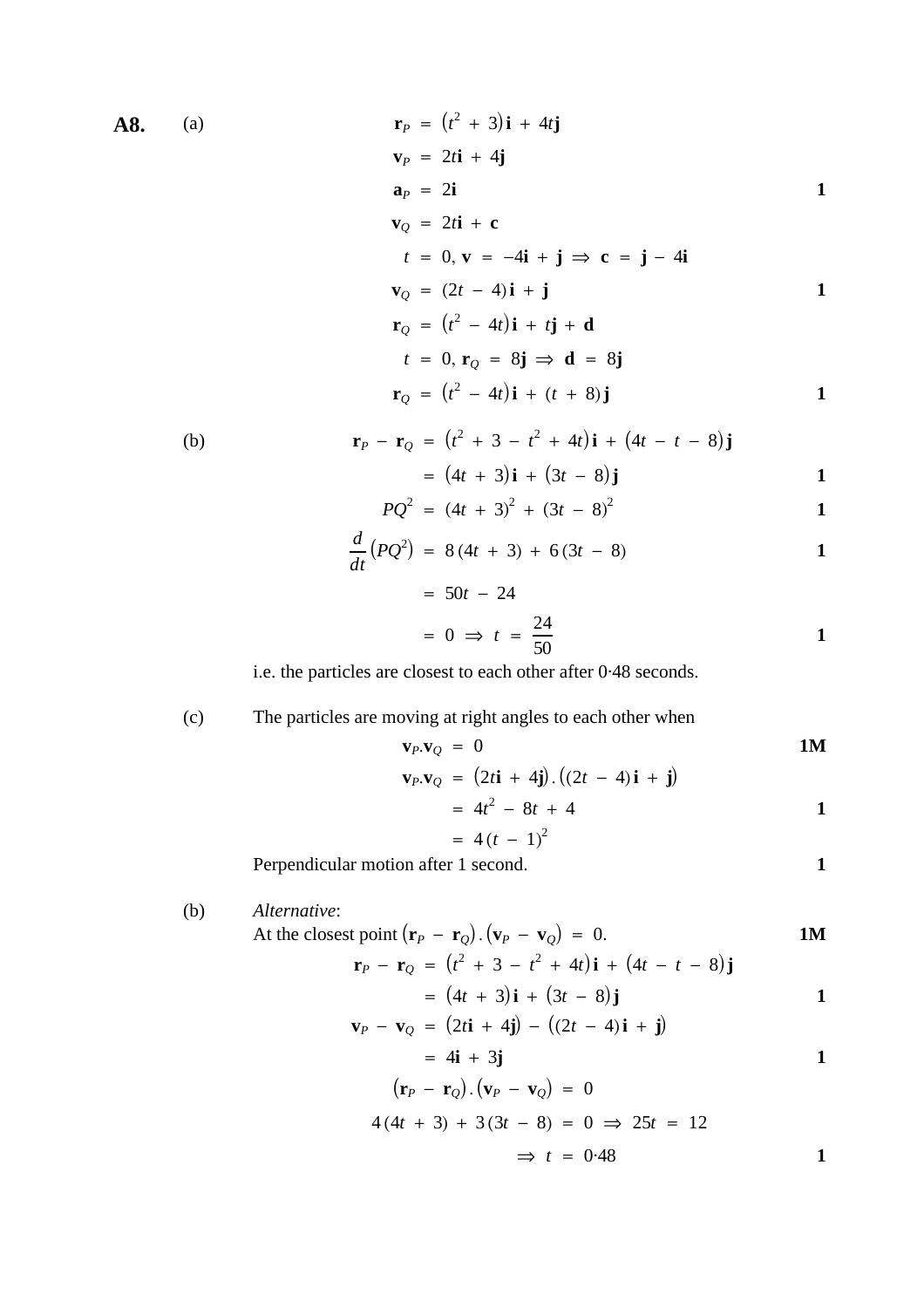**A8.** (a)

$$\mathbf{r}_P = (t^2 + 3)\mathbf{i} + 4t\mathbf{j}$$

$$\mathbf{v}_P = 2t\mathbf{i} + 4\mathbf{j}$$

$$\mathbf{a}_P = 2\mathbf{i} \qquad \mathbf{1}$$

$$\mathbf{v}_Q = 2t\mathbf{i} + \mathbf{c}$$

$$t = 0, \mathbf{v} = -4\mathbf{i} + \mathbf{j} \Rightarrow \mathbf{c} = \mathbf{j} - 4\mathbf{i}$$

$$\mathbf{v}_Q = (2t - 4)\mathbf{i} + \mathbf{j} \qquad \mathbf{1}$$

$$\mathbf{r}_Q = (t^2 - 4t)\mathbf{i} + t\mathbf{j} + \mathbf{d}$$

$$t = 0, \mathbf{r}_Q = 8\mathbf{j} \Rightarrow \mathbf{d} = 8\mathbf{j}$$

$$\mathbf{r}_Q = (t^2 - 4t)\mathbf{i} + (t + 8)\mathbf{j} \qquad \mathbf{1}$$

(b)

$$\mathbf{r}_P - \mathbf{r}_Q = (t^2 + 3 - t^2 + 4t)\mathbf{i} + (4t - t - 8)\mathbf{j}$$

$$= (4t + 3)\mathbf{i} + (3t - 8)\mathbf{j} \qquad \mathbf{1}$$

$$PQ^2 = (4t + 3)^2 + (3t - 8)^2 \qquad \mathbf{1}$$

$$\frac{d}{dt}(PQ^2) = 8(4t + 3) + 6(3t - 8) \qquad \mathbf{1}$$

$$= 50t - 24$$

$$= 0 \Rightarrow t = \frac{24}{50} \qquad \mathbf{1}$$

i.e. the particles are closest to each other after 0·48 seconds.

(c) The particles are moving at right angles to each other when

$$\mathbf{v}_P.\mathbf{v}_Q = 0 \qquad \mathbf{1M}$$

$$\mathbf{v}_P.\mathbf{v}_Q = (2t\mathbf{i} + 4\mathbf{j}).((2t - 4)\mathbf{i} + \mathbf{j})$$

$$= 4t^2 - 8t + 4 \qquad \mathbf{1}$$

$$= 4(t - 1)^2$$

Perpendicular motion after 1 second. **1**

(b) *Alternative*:

At the closest point $(\mathbf{r}_P - \mathbf{r}_Q).(\mathbf{v}_P - \mathbf{v}_Q) = 0.$ **1M**

$$\mathbf{r}_P - \mathbf{r}_Q = (t^2 + 3 - t^2 + 4t)\mathbf{i} + (4t - t - 8)\mathbf{j}$$

$$= (4t + 3)\mathbf{i} + (3t - 8)\mathbf{j} \qquad \mathbf{1}$$

$$\mathbf{v}_P - \mathbf{v}_Q = (2t\mathbf{i} + 4\mathbf{j}) - ((2t - 4)\mathbf{i} + \mathbf{j})$$

$$= 4\mathbf{i} + 3\mathbf{j} \qquad \mathbf{1}$$

$$(\mathbf{r}_P - \mathbf{r}_Q).(\mathbf{v}_P - \mathbf{v}_Q) = 0$$

$$4(4t + 3) + 3(3t - 8) = 0 \Rightarrow 25t = 12$$

$$\Rightarrow t = 0{\cdot}48 \qquad \mathbf{1}$$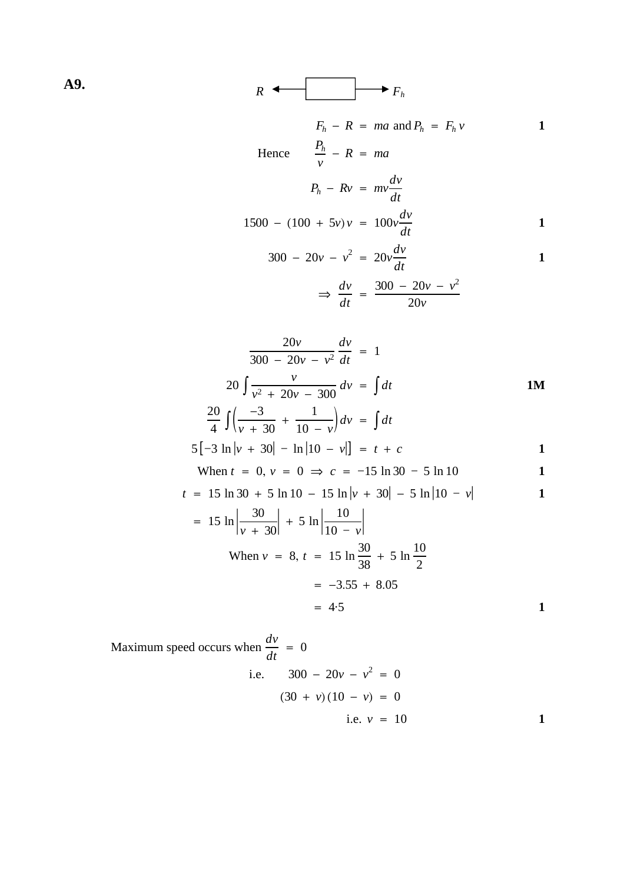**A9.**

$$R \longleftarrow \boxed{\phantom{xx}} \longrightarrow F_h$$

$$F_h - R = ma \text{ and } P_h = F_h v \qquad \mathbf{1}$$

Hence $\quad \dfrac{P_h}{v} - R = ma$

$$P_h - Rv = mv\frac{dv}{dt}$$

$$1500 - (100 + 5v)v = 100v\frac{dv}{dt} \qquad \mathbf{1}$$

$$300 - 20v - v^2 = 20v\frac{dv}{dt} \qquad \mathbf{1}$$

$$\Rightarrow \frac{dv}{dt} = \frac{300 - 20v - v^2}{20v}$$

$$\frac{20v}{300 - 20v - v^2}\frac{dv}{dt} = 1$$

$$20\int \frac{v}{v^2 + 20v - 300}\,dv = \int dt \qquad \mathbf{1M}$$

$$\frac{20}{4}\int\left(\frac{-3}{v + 30} + \frac{1}{10 - v}\right)dv = \int dt$$

$$5\left[-3\ln|v + 30| - \ln|10 - v|\right] = t + c \qquad \mathbf{1}$$

$$\text{When } t = 0,\ v = 0 \Rightarrow c = -15\ln 30 - 5\ln 10 \qquad \mathbf{1}$$

$$t = 15\ln 30 + 5\ln 10 - 15\ln|v + 30| - 5\ln|10 - v| \qquad \mathbf{1}$$

$$= 15\ln\left|\frac{30}{v + 30}\right| + 5\ln\left|\frac{10}{10 - v}\right|$$

$$\text{When } v = 8,\ t = 15\ln\frac{30}{38} + 5\ln\frac{10}{2}$$

$$= -3.55 + 8.05$$

$$= 4{\cdot}5 \qquad \mathbf{1}$$

Maximum speed occurs when $\dfrac{dv}{dt} = 0$

i.e. $\quad 300 - 20v - v^2 = 0$

$$(30 + v)(10 - v) = 0$$

$$\text{i.e. } v = 10 \qquad \mathbf{1}$$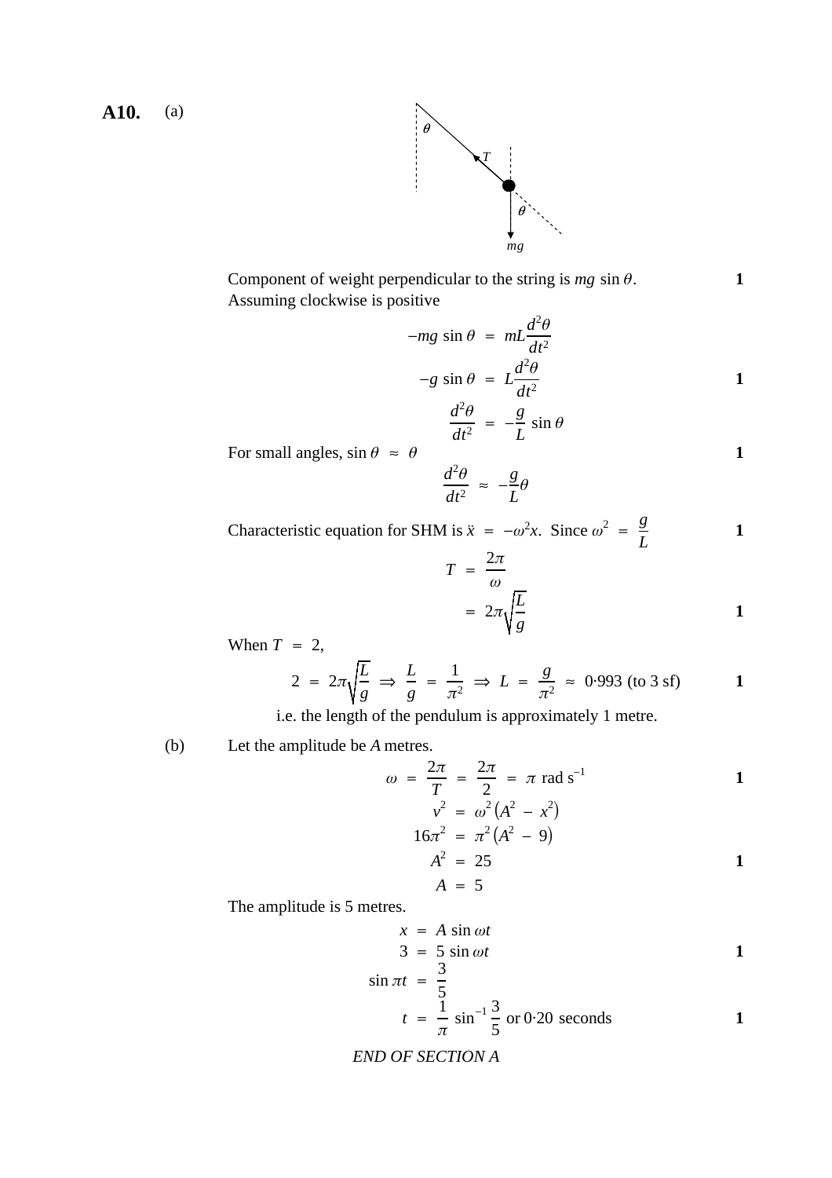**A10.** (a)

Component of weight perpendicular to the string is $mg \sin\theta$. **1**

Assuming clockwise is positive

$$-mg \sin\theta = mL\frac{d^2\theta}{dt^2}$$

$$-g \sin\theta = L\frac{d^2\theta}{dt^2} \qquad \textbf{1}$$

$$\frac{d^2\theta}{dt^2} = -\frac{g}{L}\sin\theta$$

For small angles, $\sin\theta \approx \theta$ **1**

$$\frac{d^2\theta}{dt^2} \approx -\frac{g}{L}\theta$$

Characteristic equation for SHM is $\ddot{x} = -\omega^2 x$. Since $\omega^2 = \dfrac{g}{L}$ **1**

$$T = \frac{2\pi}{\omega}$$

$$= 2\pi\sqrt{\frac{L}{g}} \qquad \textbf{1}$$

When $T = 2$,

$$2 = 2\pi\sqrt{\frac{L}{g}} \Rightarrow \frac{L}{g} = \frac{1}{\pi^2} \Rightarrow L = \frac{g}{\pi^2} \approx 0{\cdot}993 \text{ (to 3 sf)} \qquad \textbf{1}$$

i.e. the length of the pendulum is approximately 1 metre.

(b) Let the amplitude be $A$ metres.

$$\omega = \frac{2\pi}{T} = \frac{2\pi}{2} = \pi \text{ rad s}^{-1} \qquad \textbf{1}$$

$$v^2 = \omega^2\left(A^2 - x^2\right)$$

$$16\pi^2 = \pi^2\left(A^2 - 9\right)$$

$$A^2 = 25 \qquad \textbf{1}$$

$$A = 5$$

The amplitude is 5 metres.

$$x = A\sin\omega t$$

$$3 = 5\sin\omega t \qquad \textbf{1}$$

$$\sin\pi t = \frac{3}{5}$$

$$t = \frac{1}{\pi}\sin^{-1}\frac{3}{5} \text{ or } 0{\cdot}20 \text{ seconds} \qquad \textbf{1}$$

*END OF SECTION A*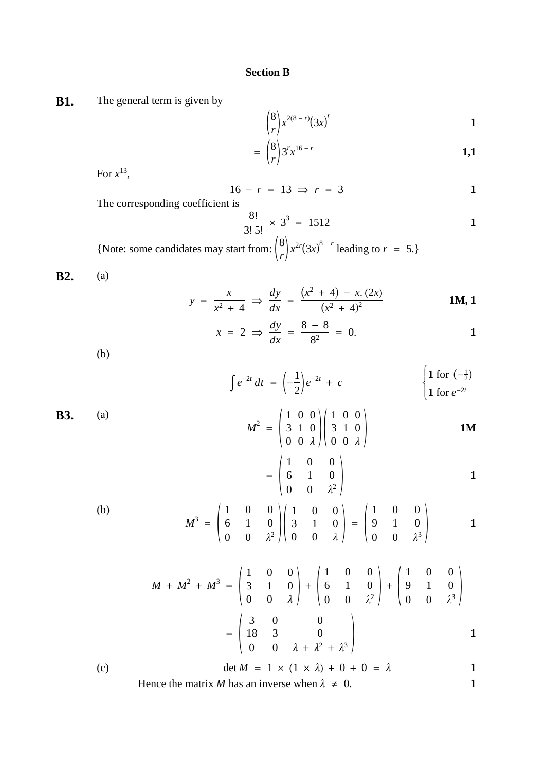## Section B

**B1.** The general term is given by

$$\binom{8}{r} x^{2(8-r)} (3x)^{r} \qquad \mathbf{1}$$

$$= \binom{8}{r} 3^{r} x^{16-r} \qquad \mathbf{1,1}$$

For $x^{13}$,

$$16 - r = 13 \Rightarrow r = 3 \qquad \mathbf{1}$$

The corresponding coefficient is

$$\frac{8!}{3!\,5!} \times 3^{3} = 1512 \qquad \mathbf{1}$$

{Note: some candidates may start from: $\binom{8}{r} x^{2r} (3x)^{8-r}$ leading to $r = 5$.}

**B2.** (a)

$$y = \frac{x}{x^2 + 4} \Rightarrow \frac{dy}{dx} = \frac{(x^2 + 4) - x.(2x)}{(x^2 + 4)^2} \qquad \mathbf{1M, 1}$$

$$x = 2 \Rightarrow \frac{dy}{dx} = \frac{8 - 8}{8^2} = 0. \qquad \mathbf{1}$$

(b)

$$\int e^{-2t}\, dt = \left(-\frac{1}{2}\right) e^{-2t} + c \qquad \begin{cases} \mathbf{1} \text{ for } \left(-\frac{1}{2}\right) \\ \mathbf{1} \text{ for } e^{-2t} \end{cases}$$

**B3.** (a)

$$M^2 = \begin{pmatrix} 1 & 0 & 0 \\ 3 & 1 & 0 \\ 0 & 0 & \lambda \end{pmatrix} \begin{pmatrix} 1 & 0 & 0 \\ 3 & 1 & 0 \\ 0 & 0 & \lambda \end{pmatrix} \qquad \mathbf{1M}$$

$$= \begin{pmatrix} 1 & 0 & 0 \\ 6 & 1 & 0 \\ 0 & 0 & \lambda^2 \end{pmatrix} \qquad \mathbf{1}$$

(b)

$$M^3 = \begin{pmatrix} 1 & 0 & 0 \\ 6 & 1 & 0 \\ 0 & 0 & \lambda^2 \end{pmatrix} \begin{pmatrix} 1 & 0 & 0 \\ 3 & 1 & 0 \\ 0 & 0 & \lambda \end{pmatrix} = \begin{pmatrix} 1 & 0 & 0 \\ 9 & 1 & 0 \\ 0 & 0 & \lambda^3 \end{pmatrix} \qquad \mathbf{1}$$

$$M + M^2 + M^3 = \begin{pmatrix} 1 & 0 & 0 \\ 3 & 1 & 0 \\ 0 & 0 & \lambda \end{pmatrix} + \begin{pmatrix} 1 & 0 & 0 \\ 6 & 1 & 0 \\ 0 & 0 & \lambda^2 \end{pmatrix} + \begin{pmatrix} 1 & 0 & 0 \\ 9 & 1 & 0 \\ 0 & 0 & \lambda^3 \end{pmatrix}$$

$$= \begin{pmatrix} 3 & 0 & 0 \\ 18 & 3 & 0 \\ 0 & 0 & \lambda + \lambda^2 + \lambda^3 \end{pmatrix} \qquad \mathbf{1}$$

(c)

$$\det M = 1 \times (1 \times \lambda) + 0 + 0 = \lambda \qquad \mathbf{1}$$

Hence the matrix $M$ has an inverse when $\lambda \neq 0$. **1**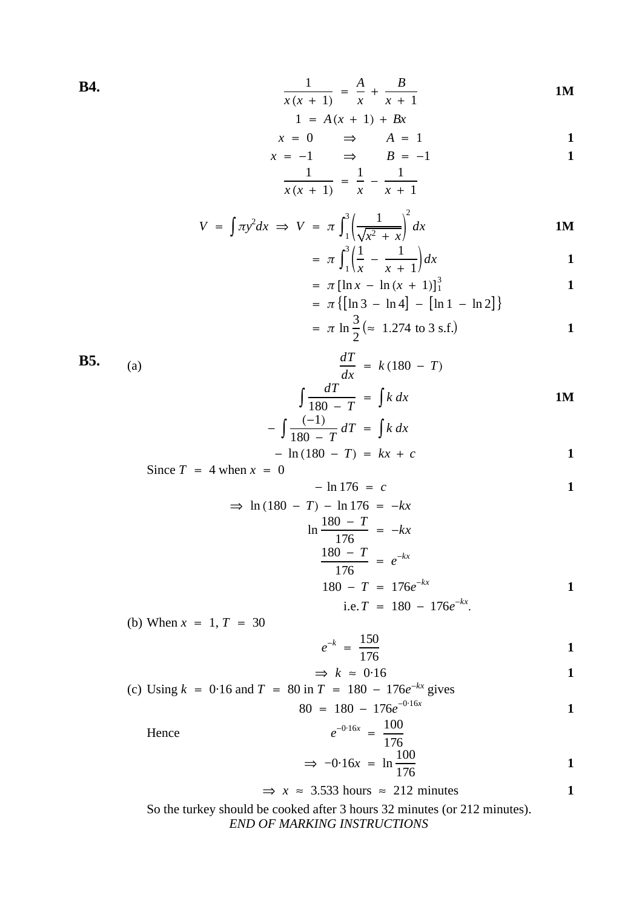**B4.**

$$\frac{1}{x(x+1)} = \frac{A}{x} + \frac{B}{x+1} \qquad \textbf{1M}$$

$$1 = A(x+1) + Bx$$

$$x = 0 \quad \Rightarrow \quad A = 1 \qquad \textbf{1}$$

$$x = -1 \quad \Rightarrow \quad B = -1 \qquad \textbf{1}$$

$$\frac{1}{x(x+1)} = \frac{1}{x} - \frac{1}{x+1}$$

$$V = \int \pi y^2 dx \Rightarrow V = \pi \int_1^3 \left(\frac{1}{\sqrt{x^2+x}}\right)^2 dx \qquad \textbf{1M}$$

$$= \pi \int_1^3 \left(\frac{1}{x} - \frac{1}{x+1}\right) dx \qquad \textbf{1}$$

$$= \pi \left[\ln x - \ln(x+1)\right]_1^3 \qquad \textbf{1}$$

$$= \pi \left\{\left[\ln 3 - \ln 4\right] - \left[\ln 1 - \ln 2\right]\right\}$$

$$= \pi \ln \frac{3}{2} \left(\approx 1.274 \text{ to 3 s.f.}\right) \qquad \textbf{1}$$

**B5.**

(a)

$$\frac{dT}{dx} = k(180 - T)$$

$$\int \frac{dT}{180 - T} = \int k\, dx \qquad \textbf{1M}$$

$$-\int \frac{(-1)}{180 - T}\, dT = \int k\, dx$$

$$-\ln(180 - T) = kx + c \qquad \textbf{1}$$

Since $T = 4$ when $x = 0$

$$-\ln 176 = c \qquad \textbf{1}$$

$$\Rightarrow \ln(180 - T) - \ln 176 = -kx$$

$$\ln \frac{180 - T}{176} = -kx$$

$$\frac{180 - T}{176} = e^{-kx}$$

$$180 - T = 176e^{-kx} \qquad \textbf{1}$$

$$\text{i.e. } T = 180 - 176e^{-kx}.$$

(b) When $x = 1$, $T = 30$

$$e^{-k} = \frac{150}{176} \qquad \textbf{1}$$

$$\Rightarrow k \approx 0{\cdot}16 \qquad \textbf{1}$$

(c) Using $k = 0{\cdot}16$ and $T = 80$ in $T = 180 - 176e^{-kx}$ gives

$$80 = 180 - 176e^{-0{\cdot}16x} \qquad \textbf{1}$$

Hence

$$e^{-0{\cdot}16x} = \frac{100}{176}$$

$$\Rightarrow -0{\cdot}16x = \ln \frac{100}{176} \qquad \textbf{1}$$

$$\Rightarrow x \approx 3.533 \text{ hours} \approx 212 \text{ minutes} \qquad \textbf{1}$$

So the turkey should be cooked after 3 hours 32 minutes (or 212 minutes).

*END OF MARKING INSTRUCTIONS*